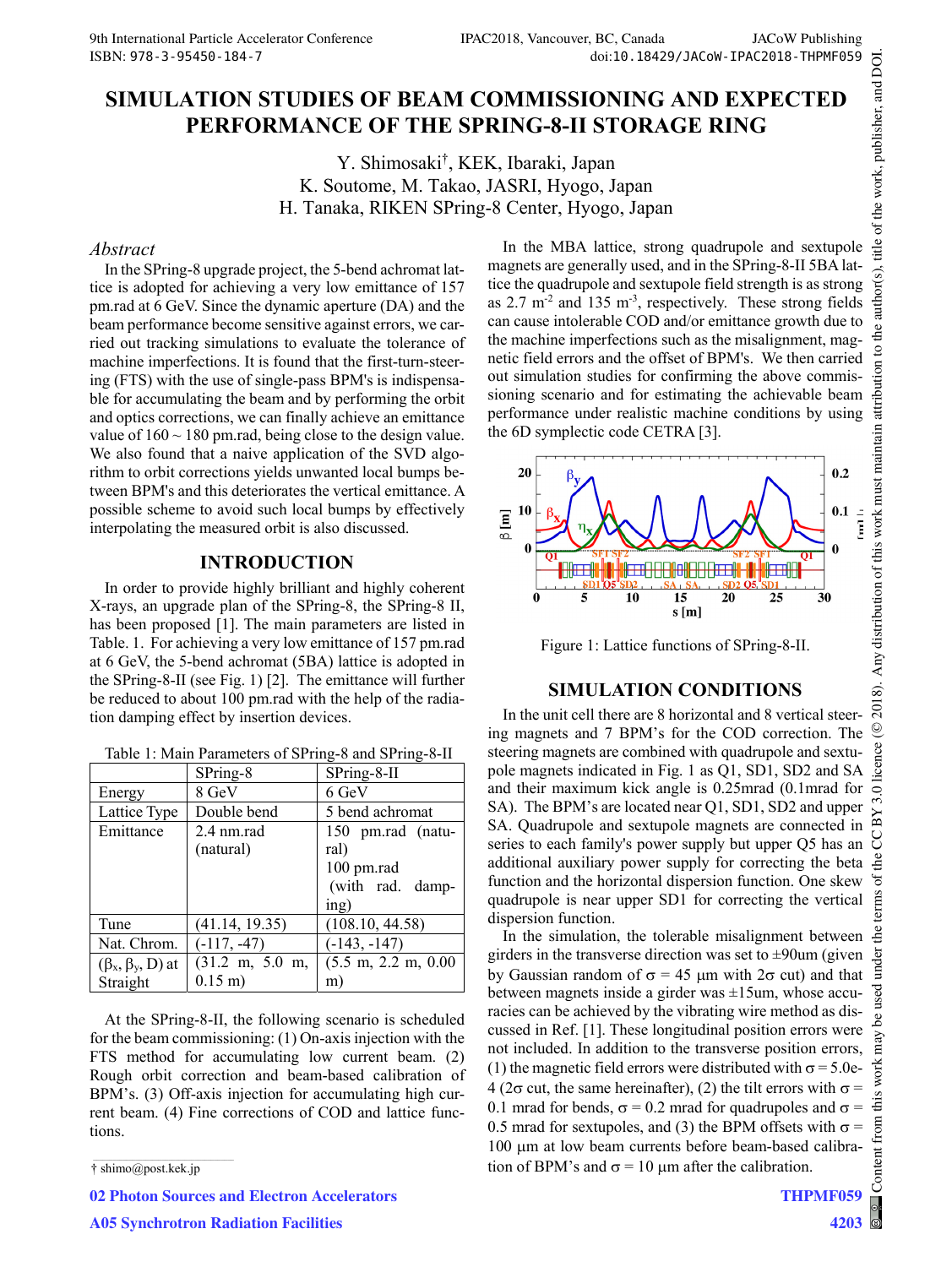# SIMULATION STUDIES OF BEAM COMMISSIONING AND EXPECTED PERFORMANCE OF THE SPRING-8-II STORAGE RING

Y. Shimosaki†, KEK, Ibaraki, Japan
K. Soutome, M. Takao, JASRI, Hyogo, Japan
H. Tanaka, RIKEN SPring-8 Center, Hyogo, Japan

## *Abstract*

In the SPring-8 upgrade project, the 5-bend achromat lattice is adopted for achieving a very low emittance of 157 pm.rad at 6 GeV. Since the dynamic aperture (DA) and the beam performance become sensitive against errors, we carried out tracking simulations to evaluate the tolerance of machine imperfections. It is found that the first-turn-steering (FTS) with the use of single-pass BPM's is indispensable for accumulating the beam and by performing the orbit and optics corrections, we can finally achieve an emittance value of 160 ~ 180 pm.rad, being close to the design value. We also found that a naive application of the SVD algorithm to orbit corrections yields unwanted local bumps between BPM's and this deteriorates the vertical emittance. A possible scheme to avoid such local bumps by effectively interpolating the measured orbit is also discussed.

## INTRODUCTION

In order to provide highly brilliant and highly coherent X-rays, an upgrade plan of the SPring-8, the SPring-8 II, has been proposed [1]. The main parameters are listed in Table. 1. For achieving a very low emittance of 157 pm.rad at 6 GeV, the 5-bend achromat (5BA) lattice is adopted in the SPring-8-II (see Fig. 1) [2]. The emittance will further be reduced to about 100 pm.rad with the help of the radiation damping effect by insertion devices.

Table 1: Main Parameters of SPring-8 and SPring-8-II

| | SPring-8 | SPring-8-II |
|---|---|---|
| Energy | 8 GeV | 6 GeV |
| Lattice Type | Double bend | 5 bend achromat |
| Emittance | 2.4 nm.rad (natural) | 150 pm.rad (natural)<br>100 pm.rad (with rad. damping) |
| Tune | (41.14, 19.35) | (108.10, 44.58) |
| Nat. Chrom. | (-117, -47) | (-143, -147) |
| ($\beta_x$, $\beta_y$, D) at Straight | (31.2 m, 5.0 m, 0.15 m) | (5.5 m, 2.2 m, 0.00 m) |

At the SPring-8-II, the following scenario is scheduled for the beam commissioning: (1) On-axis injection with the FTS method for accumulating low current beam. (2) Rough orbit correction and beam-based calibration of BPM's. (3) Off-axis injection for accumulating high current beam. (4) Fine corrections of COD and lattice functions.

In the MBA lattice, strong quadrupole and sextupole magnets are generally used, and in the SPring-8-II 5BA lattice the quadrupole and sextupole field strength is as strong as 2.7 m$^{-2}$ and 135 m$^{-3}$, respectively. These strong fields can cause intolerable COD and/or emittance growth due to the machine imperfections such as the misalignment, magnetic field errors and the offset of BPM's. We then carried out simulation studies for confirming the above commissioning scenario and for estimating the achievable beam performance under realistic machine conditions by using the 6D symplectic code CETRA [3].

Figure 1: Lattice functions of SPring-8-II.

## SIMULATION CONDITIONS

In the unit cell there are 8 horizontal and 8 vertical steering magnets and 7 BPM's for the COD correction. The steering magnets are combined with quadrupole and sextupole magnets indicated in Fig. 1 as Q1, SD1, SD2 and SA and their maximum kick angle is 0.25mrad (0.1mrad for SA). The BPM's are located near Q1, SD1, SD2 and upper SA. Quadrupole and sextupole magnets are connected in series to each family's power supply but upper Q5 has an additional auxiliary power supply for correcting the beta function and the horizontal dispersion function. One skew quadrupole is near upper SD1 for correcting the vertical dispersion function.

In the simulation, the tolerable misalignment between girders in the transverse direction was set to ±90um (given by Gaussian random of σ = 45 μm with 2σ cut) and that between magnets inside a girder was ±15um, whose accuracies can be achieved by the vibrating wire method as discussed in Ref. [1]. These longitudinal position errors were not included. In addition to the transverse position errors, (1) the magnetic field errors were distributed with σ = 5.0e-4 (2σ cut, the same hereinafter), (2) the tilt errors with σ = 0.1 mrad for bends, σ = 0.2 mrad for quadrupoles and σ = 0.5 mrad for sextupoles, and (3) the BPM offsets with σ = 100 μm at low beam currents before beam-based calibration of BPM's and σ = 10 μm after the calibration.

† shimo@post.kek.jp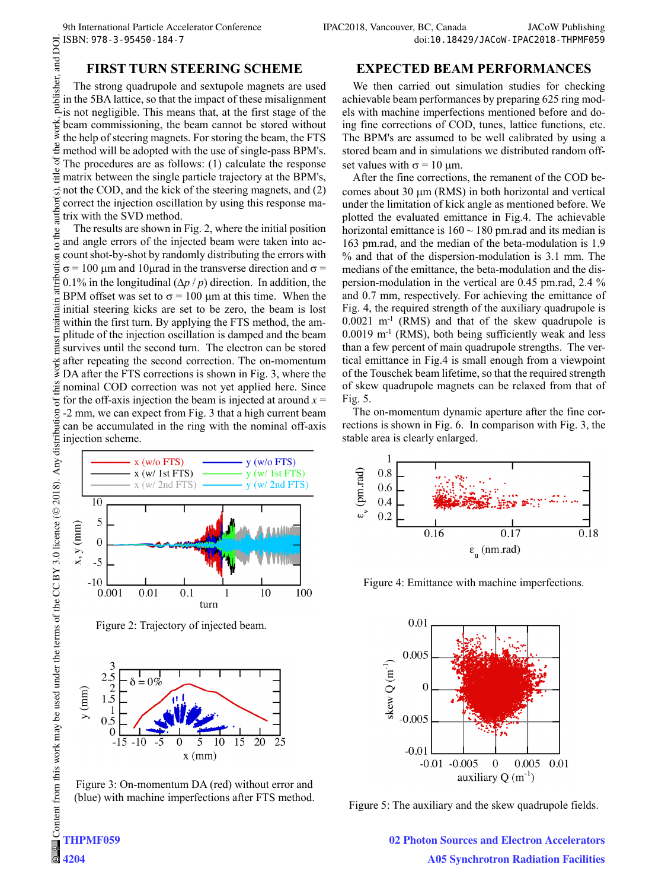## FIRST TURN STEERING SCHEME

The strong quadrupole and sextupole magnets are used in the 5BA lattice, so that the impact of these misalignment is not negligible. This means that, at the first stage of the beam commissioning, the beam cannot be stored without the help of steering magnets. For storing the beam, the FTS method will be adopted with the use of single-pass BPM's. The procedures are as follows: (1) calculate the response matrix between the single particle trajectory at the BPM's, not the COD, and the kick of the steering magnets, and (2) correct the injection oscillation by using this response matrix with the SVD method.

The results are shown in Fig. 2, where the initial position and angle errors of the injected beam were taken into account shot-by-shot by randomly distributing the errors with $\sigma$ = 100 μm and 10μrad in the transverse direction and $\sigma$ = 0.1% in the longitudinal ($\Delta p / p$) direction. In addition, the BPM offset was set to $\sigma$ = 100 μm at this time. When the initial steering kicks are set to be zero, the beam is lost within the first turn. By applying the FTS method, the amplitude of the injection oscillation is damped and the beam survives until the second turn. The electron can be stored after repeating the second correction. The on-momentum DA after the FTS corrections is shown in Fig. 3, where the nominal COD correction was not yet applied here. Since for the off-axis injection the beam is injected at around $x$ = -2 mm, we can expect from Fig. 3 that a high current beam can be accumulated in the ring with the nominal off-axis injection scheme.

Figure 2: Trajectory of injected beam.

Figure 3: On-momentum DA (red) without error and (blue) with machine imperfections after FTS method.

## EXPECTED BEAM PERFORMANCES

We then carried out simulation studies for checking achievable beam performances by preparing 625 ring models with machine imperfections mentioned before and doing fine corrections of COD, tunes, lattice functions, etc. The BPM's are assumed to be well calibrated by using a stored beam and in simulations we distributed random offset values with $\sigma$ = 10 μm.

After the fine corrections, the remanent of the COD becomes about 30 μm (RMS) in both horizontal and vertical under the limitation of kick angle as mentioned before. We plotted the evaluated emittance in Fig.4. The achievable horizontal emittance is 160 ~ 180 pm.rad and its median is 163 pm.rad, and the median of the beta-modulation is 1.9 % and that of the dispersion-modulation is 3.1 mm. The medians of the emittance, the beta-modulation and the dispersion-modulation in the vertical are 0.45 pm.rad, 2.4 % and 0.7 mm, respectively. For achieving the emittance of Fig. 4, the required strength of the auxiliary quadrupole is 0.0021 m$^{-1}$ (RMS) and that of the skew quadrupole is 0.0019 m$^{-1}$ (RMS), both being sufficiently weak and less than a few percent of main quadrupole strengths. The vertical emittance in Fig.4 is small enough from a viewpoint of the Touschek beam lifetime, so that the required strength of skew quadrupole magnets can be relaxed from that of Fig. 5.

The on-momentum dynamic aperture after the fine corrections is shown in Fig. 6. In comparison with Fig. 3, the stable area is clearly enlarged.

Figure 4: Emittance with machine imperfections.

Figure 5: The auxiliary and the skew quadrupole fields.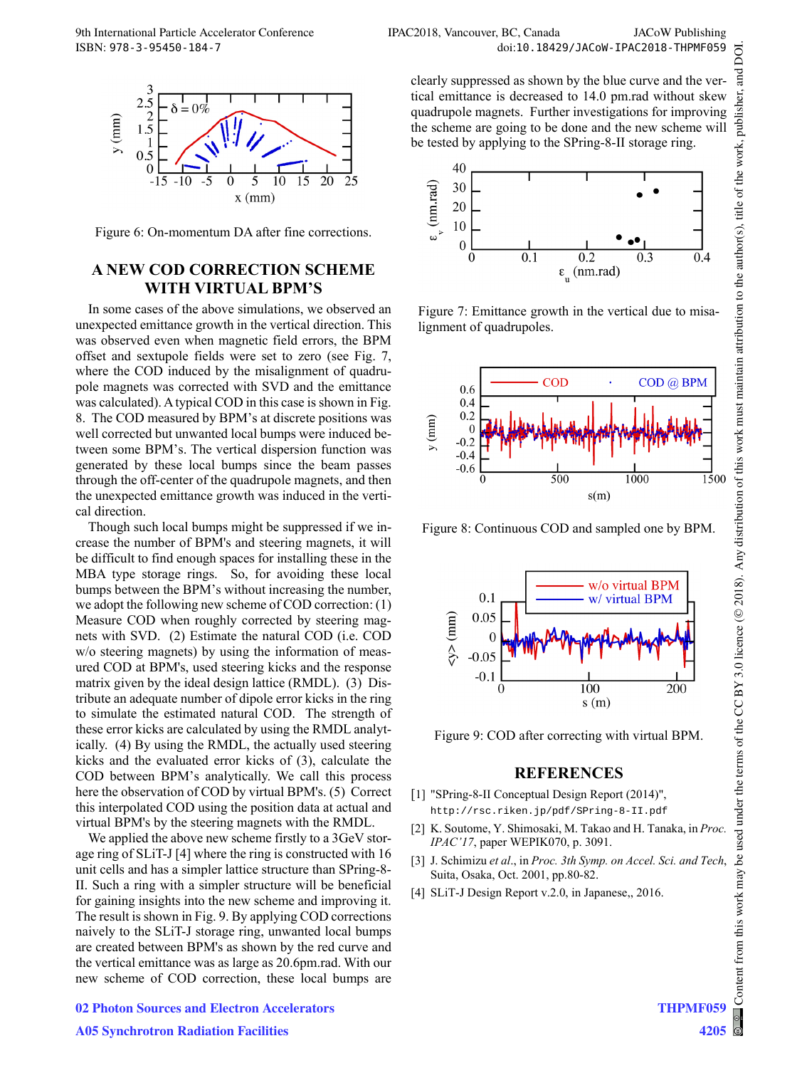3
2.5
2
1.5
1
0.5
0
y (mm)
δ = 0%
-15 -10 -5 0 5 10 15 20 25
x (mm)

Figure 6: On-momentum DA after fine corrections.

## A NEW COD CORRECTION SCHEME WITH VIRTUAL BPM'S

In some cases of the above simulations, we observed an unexpected emittance growth in the vertical direction. This was observed even when magnetic field errors, the BPM offset and sextupole fields were set to zero (see Fig. 7, where the COD induced by the misalignment of quadrupole magnets was corrected with SVD and the emittance was calculated). A typical COD in this case is shown in Fig. 8. The COD measured by BPM's at discrete positions was well corrected but unwanted local bumps were induced between some BPM's. The vertical dispersion function was generated by these local bumps since the beam passes through the off-center of the quadrupole magnets, and then the unexpected emittance growth was induced in the vertical direction.

Though such local bumps might be suppressed if we increase the number of BPM's and steering magnets, it will be difficult to find enough spaces for installing these in the MBA type storage rings. So, for avoiding these local bumps between the BPM's without increasing the number, we adopt the following new scheme of COD correction: (1) Measure COD when roughly corrected by steering magnets with SVD. (2) Estimate the natural COD (i.e. COD w/o steering magnets) by using the information of measured COD at BPM's, used steering kicks and the response matrix given by the ideal design lattice (RMDL). (3) Distribute an adequate number of dipole error kicks in the ring to simulate the estimated natural COD. The strength of these error kicks are calculated by using the RMDL analytically. (4) By using the RMDL, the actually used steering kicks and the evaluated error kicks of (3), calculate the COD between BPM's analytically. We call this process here the observation of COD by virtual BPM's. (5) Correct this interpolated COD using the position data at actual and virtual BPM's by the steering magnets with the RMDL.

We applied the above new scheme firstly to a 3GeV storage ring of SLiT-J [4] where the ring is constructed with 16 unit cells and has a simpler lattice structure than SPring-8-II. Such a ring with a simpler structure will be beneficial for gaining insights into the new scheme and improving it. The result is shown in Fig. 9. By applying COD corrections naively to the SLiT-J storage ring, unwanted local bumps are created between BPM's as shown by the red curve and the vertical emittance was as large as 20.6pm.rad. With our new scheme of COD correction, these local bumps are clearly suppressed as shown by the blue curve and the vertical emittance is decreased to 14.0 pm.rad without skew quadrupole magnets. Further investigations for improving the scheme are going to be done and the new scheme will be tested by applying to the SPring-8-II storage ring.

40
30
20
10
0
$\varepsilon_v$ (nm.rad)
0 0.1 0.2 0.3 0.4
$\varepsilon_u$ (nm.rad)

Figure 7: Emittance growth in the vertical due to misalignment of quadrupoles.

COD
COD @ BPM
0.6
0.4
0.2
0
-0.2
-0.4
-0.6
y (mm)
0 500 1000 1500
s(m)

Figure 8: Continuous COD and sampled one by BPM.

w/o virtual BPM
w/ virtual BPM
0.1
0.05
0
-0.05
-0.1
<y> (mm)
0 100 200
s (m)

Figure 9: COD after correcting with virtual BPM.

## REFERENCES

[1] "SPring-8-II Conceptual Design Report (2014)", http://rsc.riken.jp/pdf/SPring-8-II.pdf

[2] K. Soutome, Y. Shimosaki, M. Takao and H. Tanaka, in *Proc. IPAC'17*, paper WEPIK070, p. 3091.

[3] J. Schimizu *et al*., in *Proc. 3th Symp. on Accel. Sci. and Tech*, Suita, Osaka, Oct. 2001, pp.80-82.

[4] SLiT-J Design Report v.2.0, in Japanese,, 2016.